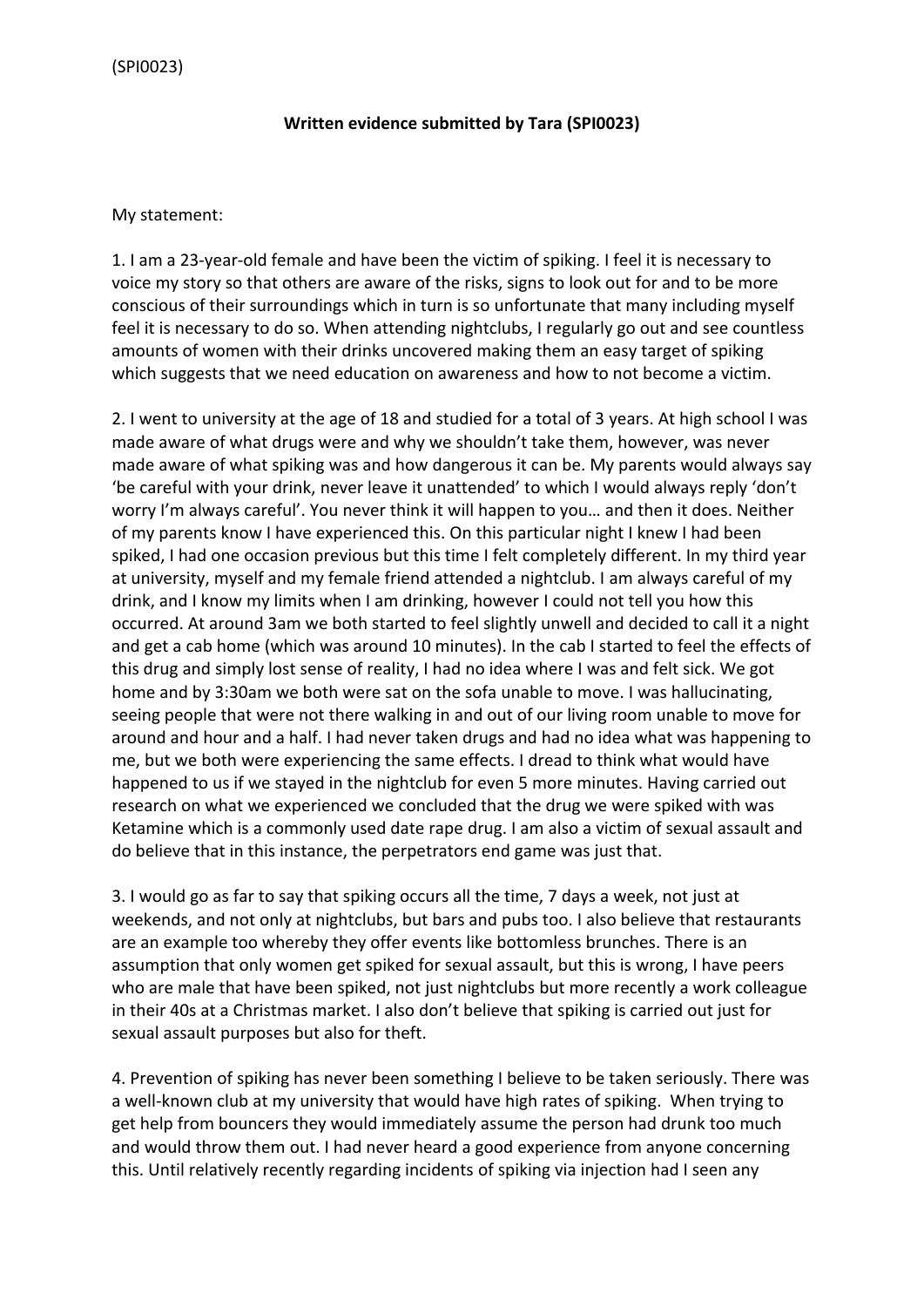(SPI0023)

**Written evidence submitted by Tara (SPI0023)**

My statement:

1. I am a 23-year-old female and have been the victim of spiking. I feel it is necessary to voice my story so that others are aware of the risks, signs to look out for and to be more conscious of their surroundings which in turn is so unfortunate that many including myself feel it is necessary to do so. When attending nightclubs, I regularly go out and see countless amounts of women with their drinks uncovered making them an easy target of spiking which suggests that we need education on awareness and how to not become a victim.

2. I went to university at the age of 18 and studied for a total of 3 years. At high school I was made aware of what drugs were and why we shouldn't take them, however, was never made aware of what spiking was and how dangerous it can be. My parents would always say 'be careful with your drink, never leave it unattended' to which I would always reply 'don't worry I'm always careful'. You never think it will happen to you… and then it does. Neither of my parents know I have experienced this. On this particular night I knew I had been spiked, I had one occasion previous but this time I felt completely different. In my third year at university, myself and my female friend attended a nightclub. I am always careful of my drink, and I know my limits when I am drinking, however I could not tell you how this occurred. At around 3am we both started to feel slightly unwell and decided to call it a night and get a cab home (which was around 10 minutes). In the cab I started to feel the effects of this drug and simply lost sense of reality, I had no idea where I was and felt sick. We got home and by 3:30am we both were sat on the sofa unable to move. I was hallucinating, seeing people that were not there walking in and out of our living room unable to move for around and hour and a half. I had never taken drugs and had no idea what was happening to me, but we both were experiencing the same effects. I dread to think what would have happened to us if we stayed in the nightclub for even 5 more minutes. Having carried out research on what we experienced we concluded that the drug we were spiked with was Ketamine which is a commonly used date rape drug. I am also a victim of sexual assault and do believe that in this instance, the perpetrators end game was just that.

3. I would go as far to say that spiking occurs all the time, 7 days a week, not just at weekends, and not only at nightclubs, but bars and pubs too. I also believe that restaurants are an example too whereby they offer events like bottomless brunches. There is an assumption that only women get spiked for sexual assault, but this is wrong, I have peers who are male that have been spiked, not just nightclubs but more recently a work colleague in their 40s at a Christmas market. I also don't believe that spiking is carried out just for sexual assault purposes but also for theft.

4. Prevention of spiking has never been something I believe to be taken seriously. There was a well-known club at my university that would have high rates of spiking. When trying to get help from bouncers they would immediately assume the person had drunk too much and would throw them out. I had never heard a good experience from anyone concerning this. Until relatively recently regarding incidents of spiking via injection had I seen any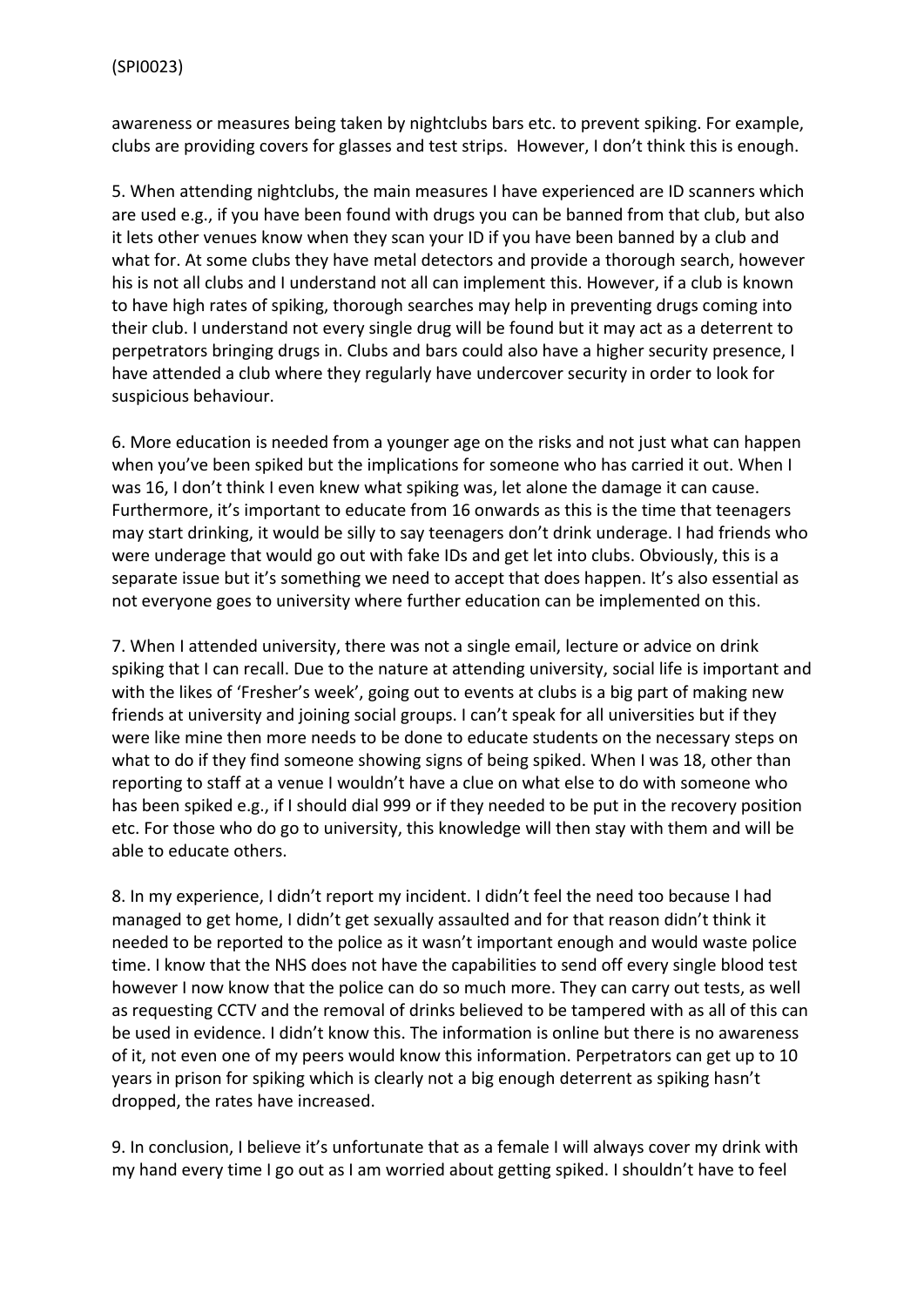awareness or measures being taken by nightclubs bars etc. to prevent spiking. For example, clubs are providing covers for glasses and test strips. However, I don't think this is enough.

5. When attending nightclubs, the main measures I have experienced are ID scanners which are used e.g., if you have been found with drugs you can be banned from that club, but also it lets other venues know when they scan your ID if you have been banned by a club and what for. At some clubs they have metal detectors and provide a thorough search, however his is not all clubs and I understand not all can implement this. However, if a club is known to have high rates of spiking, thorough searches may help in preventing drugs coming into their club. I understand not every single drug will be found but it may act as a deterrent to perpetrators bringing drugs in. Clubs and bars could also have a higher security presence, I have attended a club where they regularly have undercover security in order to look for suspicious behaviour.

6. More education is needed from a younger age on the risks and not just what can happen when you've been spiked but the implications for someone who has carried it out. When I was 16, I don't think I even knew what spiking was, let alone the damage it can cause. Furthermore, it's important to educate from 16 onwards as this is the time that teenagers may start drinking, it would be silly to say teenagers don't drink underage. I had friends who were underage that would go out with fake IDs and get let into clubs. Obviously, this is a separate issue but it's something we need to accept that does happen. It's also essential as not everyone goes to university where further education can be implemented on this.

7. When I attended university, there was not a single email, lecture or advice on drink spiking that I can recall. Due to the nature at attending university, social life is important and with the likes of 'Fresher's week', going out to events at clubs is a big part of making new friends at university and joining social groups. I can't speak for all universities but if they were like mine then more needs to be done to educate students on the necessary steps on what to do if they find someone showing signs of being spiked. When I was 18, other than reporting to staff at a venue I wouldn't have a clue on what else to do with someone who has been spiked e.g., if I should dial 999 or if they needed to be put in the recovery position etc. For those who do go to university, this knowledge will then stay with them and will be able to educate others.

8. In my experience, I didn't report my incident. I didn't feel the need too because I had managed to get home, I didn't get sexually assaulted and for that reason didn't think it needed to be reported to the police as it wasn't important enough and would waste police time. I know that the NHS does not have the capabilities to send off every single blood test however I now know that the police can do so much more. They can carry out tests, as well as requesting CCTV and the removal of drinks believed to be tampered with as all of this can be used in evidence. I didn't know this. The information is online but there is no awareness of it, not even one of my peers would know this information. Perpetrators can get up to 10 years in prison for spiking which is clearly not a big enough deterrent as spiking hasn't dropped, the rates have increased.

9. In conclusion, I believe it's unfortunate that as a female I will always cover my drink with my hand every time I go out as I am worried about getting spiked. I shouldn't have to feel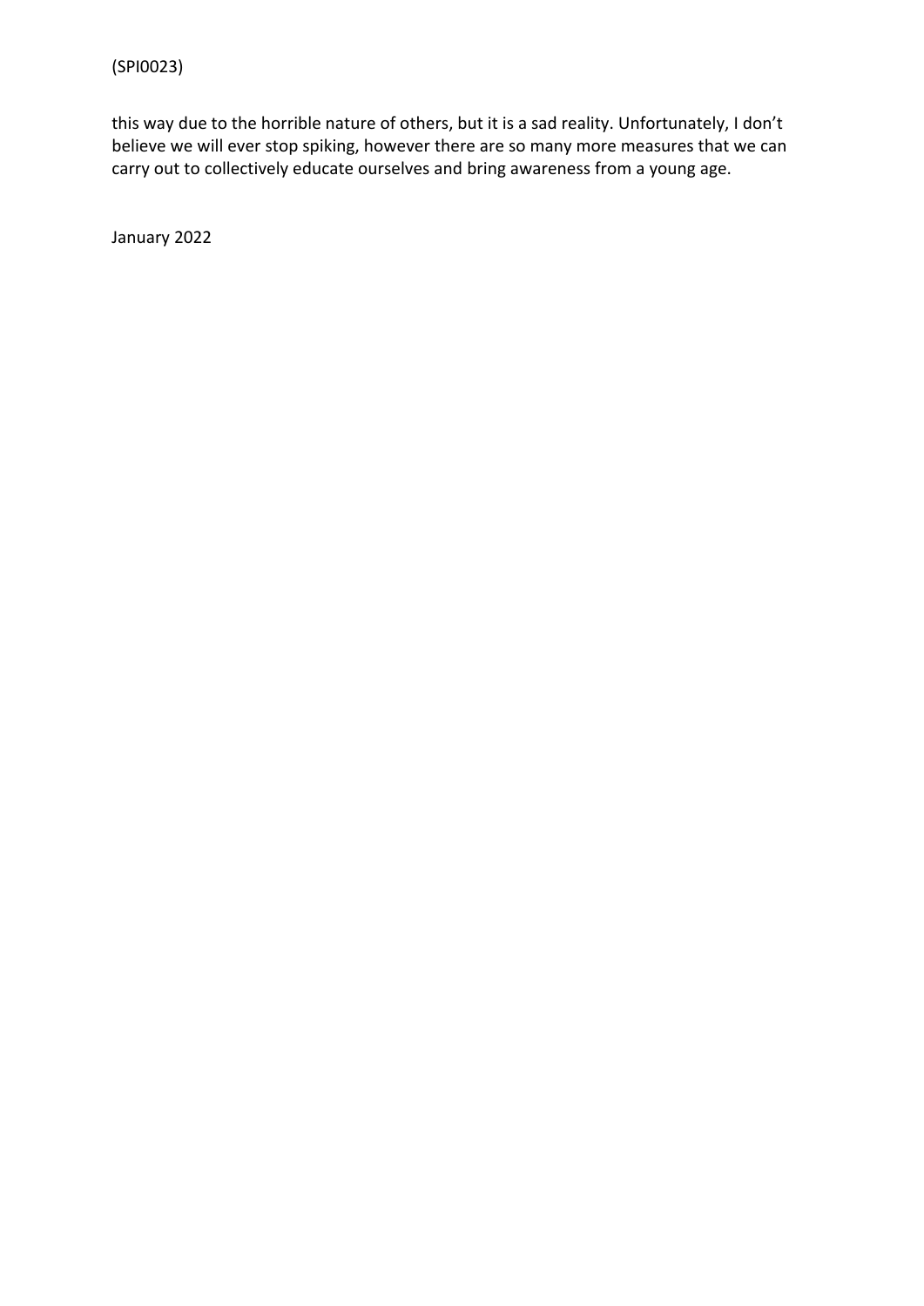this way due to the horrible nature of others, but it is a sad reality. Unfortunately, I don't believe we will ever stop spiking, however there are so many more measures that we can carry out to collectively educate ourselves and bring awareness from a young age.

January 2022